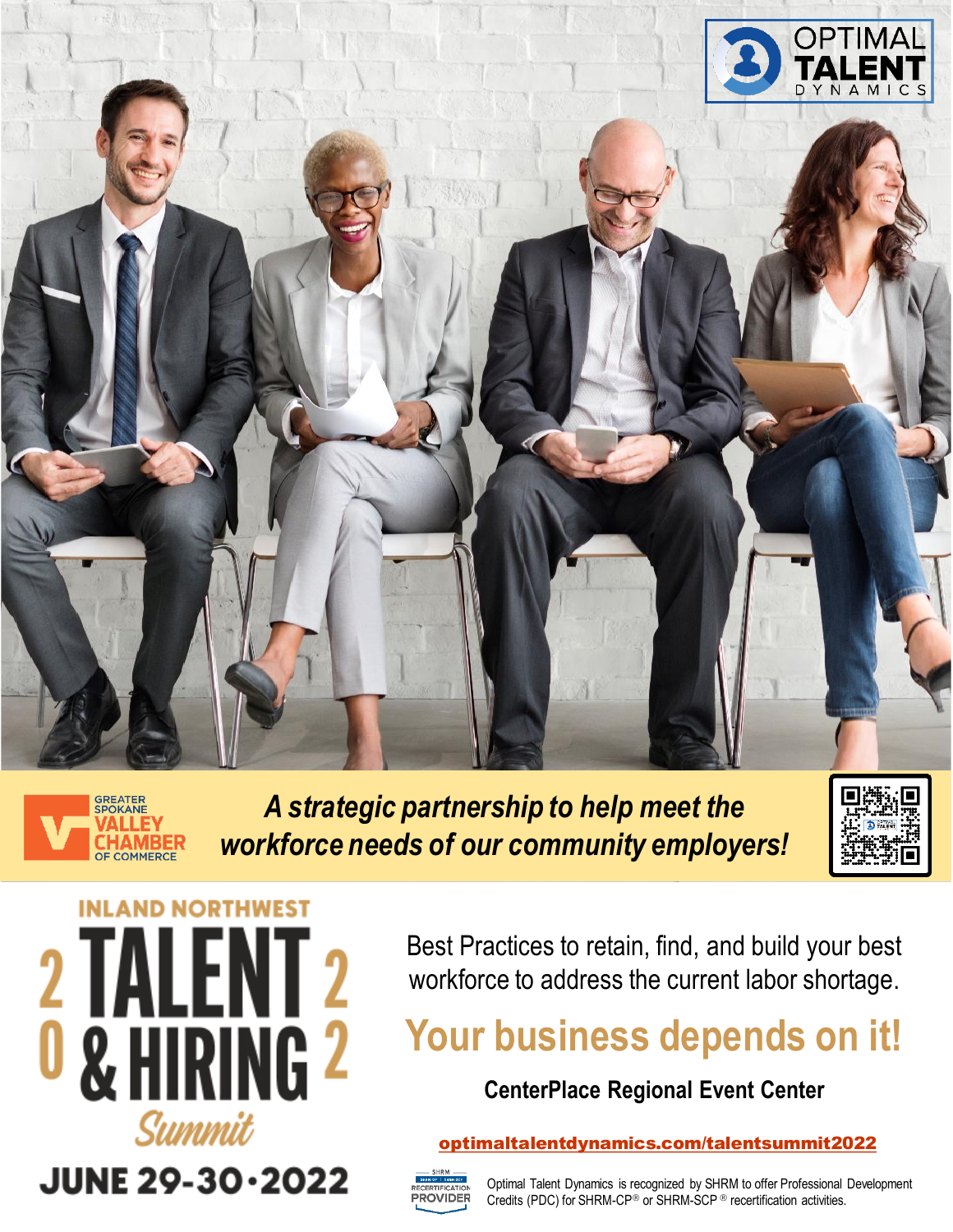OPTIMAL TALENT DYNAMICS

GREATER SPOKANE VALLEY CHAMBER OF COMMERCE

***A strategic partnership to help meet the workforce needs of our community employers!***

# INLAND NORTHWEST TALENT & HIRING Summit 2022

## JUNE 29-30·2022

Best Practices to retain, find, and build your best workforce to address the current labor shortage.

## Your business depends on it!

**CenterPlace Regional Event Center**

optimaltalentdynamics.com/talentsummit2022

SHRM RECERTIFICATION PROVIDER

Optimal Talent Dynamics is recognized by SHRM to offer Professional Development Credits (PDC) for SHRM-CP® or SHRM-SCP® recertification activities.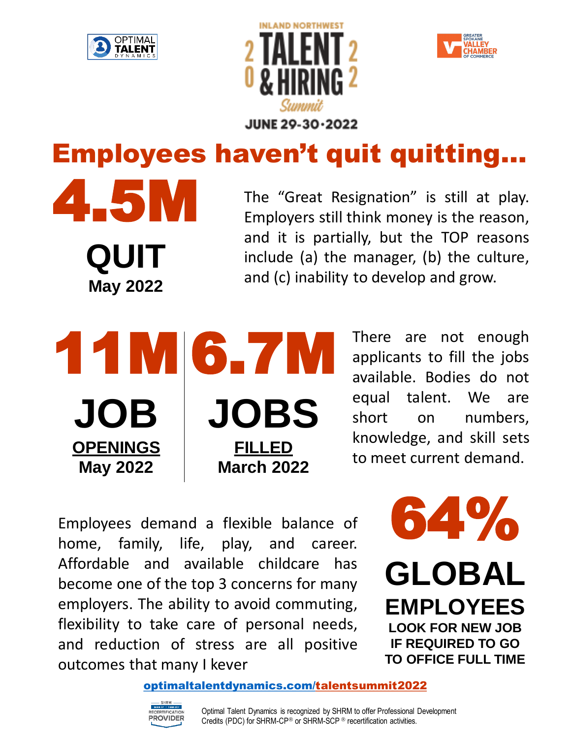OPTIMAL TALENT DYNAMICS

INLAND NORTHWEST
2022 TALENT & HIRING Summit
JUNE 29-30-2022

GREATER SPOKANE VALLEY CHAMBER OF COMMERCE

# Employees haven't quit quitting…

**4.5M**
**QUIT**
**May 2022**

The "Great Resignation" is still at play. Employers still think money is the reason, and it is partially, but the TOP reasons include (a) the manager, (b) the culture, and (c) inability to develop and grow.

**11M**
**JOB**
**OPENINGS**
**May 2022**

**6.7M**
**JOBS**
**FILLED**
**March 2022**

There are not enough applicants to fill the jobs available. Bodies do not equal talent. We are short on numbers, knowledge, and skill sets to meet current demand.

Employees demand a flexible balance of home, family, life, play, and career. Affordable and available childcare has become one of the top 3 concerns for many employers. The ability to avoid commuting, flexibility to take care of personal needs, and reduction of stress are all positive outcomes that many I kever

**64%**
**GLOBAL**
**EMPLOYEES**
**LOOK FOR NEW JOB IF REQUIRED TO GO TO OFFICE FULL TIME**

optimaltalentdynamics.com/talentsummit2022

SHRM RECERTIFICATION PROVIDER

Optimal Talent Dynamics is recognized by SHRM to offer Professional Development Credits (PDC) for SHRM-CP® or SHRM-SCP® recertification activities.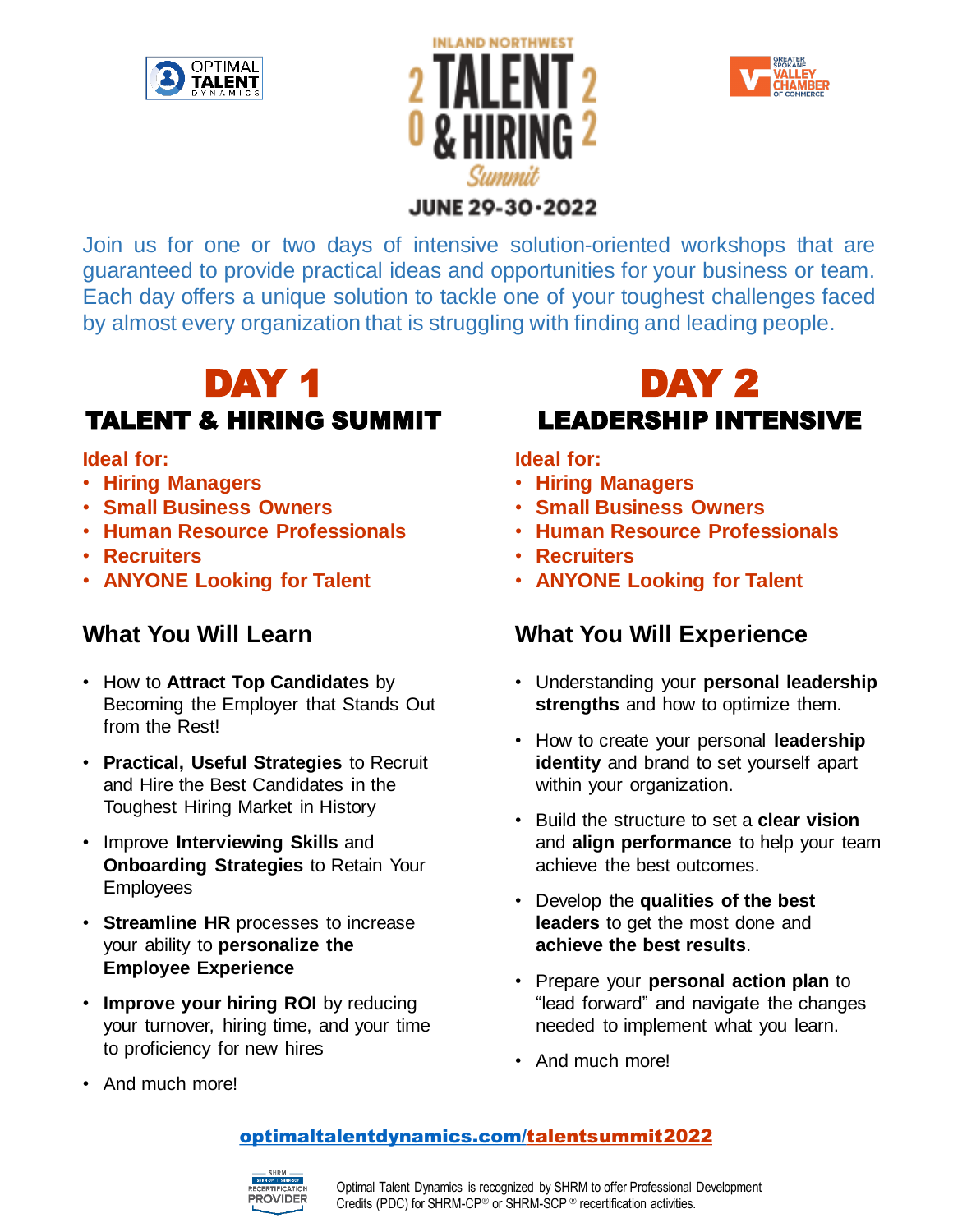OPTIMAL TALENT DYNAMICS

# INLAND NORTHWEST 2022 TALENT & HIRING Summit

**JUNE 29-30-2022**

GREATER SPOKANE VALLEY CHAMBER OF COMMERCE

Join us for one or two days of intensive solution-oriented workshops that are guaranteed to provide practical ideas and opportunities for your business or team. Each day offers a unique solution to tackle one of your toughest challenges faced by almost every organization that is struggling with finding and leading people.

## DAY 1

### TALENT & HIRING SUMMIT

**Ideal for:**

- **Hiring Managers**
- **Small Business Owners**
- **Human Resource Professionals**
- **Recruiters**
- **ANYONE Looking for Talent**

### What You Will Learn

- How to **Attract Top Candidates** by Becoming the Employer that Stands Out from the Rest!
- **Practical, Useful Strategies** to Recruit and Hire the Best Candidates in the Toughest Hiring Market in History
- Improve **Interviewing Skills** and **Onboarding Strategies** to Retain Your Employees
- **Streamline HR** processes to increase your ability to **personalize the Employee Experience**
- **Improve your hiring ROI** by reducing your turnover, hiring time, and your time to proficiency for new hires
- And much more!

## DAY 2

### LEADERSHIP INTENSIVE

**Ideal for:**

- **Hiring Managers**
- **Small Business Owners**
- **Human Resource Professionals**
- **Recruiters**
- **ANYONE Looking for Talent**

### What You Will Experience

- Understanding your **personal leadership strengths** and how to optimize them.
- How to create your personal **leadership identity** and brand to set yourself apart within your organization.
- Build the structure to set a **clear vision** and **align performance** to help your team achieve the best outcomes.
- Develop the **qualities of the best leaders** to get the most done and **achieve the best results**.
- Prepare your **personal action plan** to "lead forward" and navigate the changes needed to implement what you learn.
- And much more!

**optimaltalentdynamics.com/talentsummit2022**

SHRM RECERTIFICATION PROVIDER

Optimal Talent Dynamics is recognized by SHRM to offer Professional Development Credits (PDC) for SHRM-CP® or SHRM-SCP® recertification activities.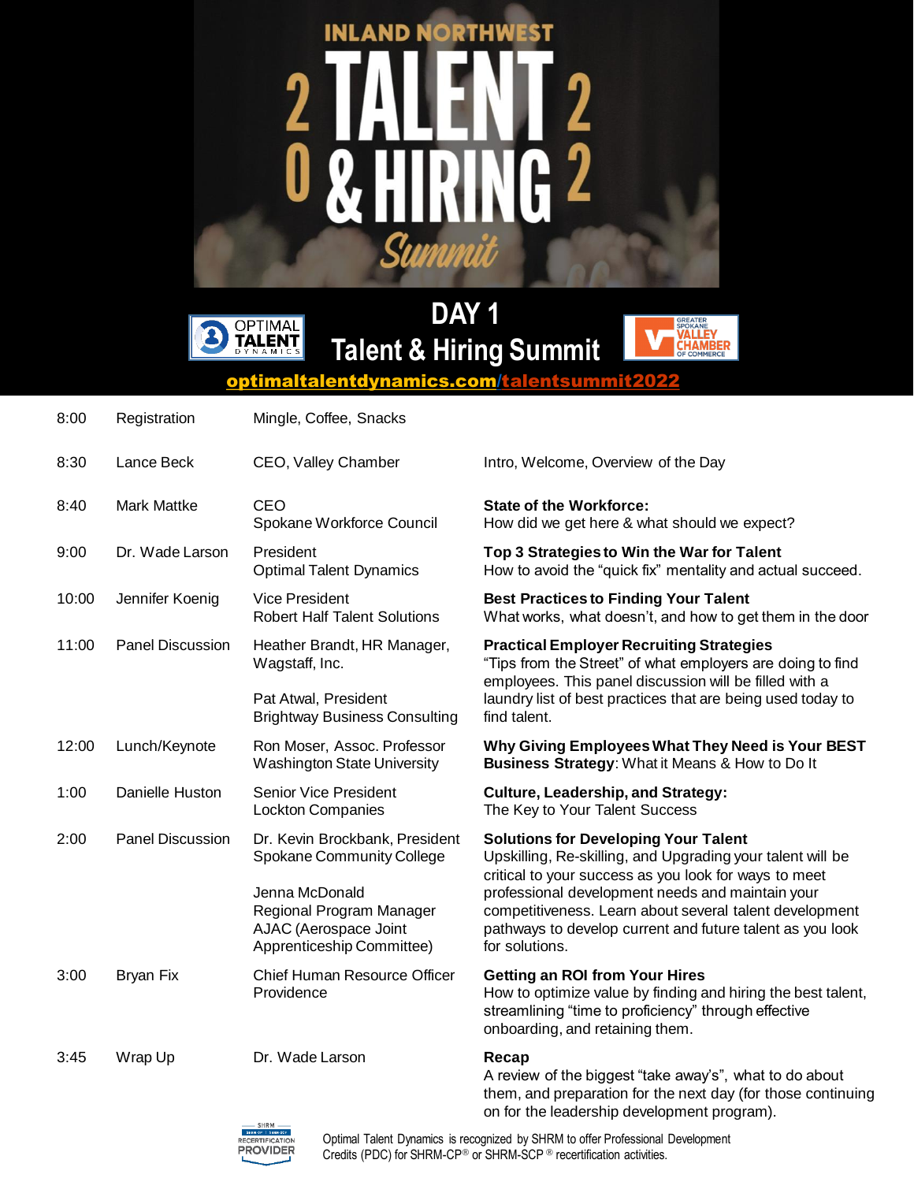# INLAND NORTHWEST 2022 TALENT & HIRING Summit

## DAY 1
## Talent & Hiring Summit

OPTIMAL TALENT DYNAMICS

GREATER SPOKANE VALLEY CHAMBER OF COMMERCE

optimaltalentdynamics.com/talentsummit2022

| Time | Speaker | Title | Session |
|---|---|---|---|
| 8:00 | Registration | Mingle, Coffee, Snacks | |
| 8:30 | Lance Beck | CEO, Valley Chamber | Intro, Welcome, Overview of the Day |
| 8:40 | Mark Mattke | CEO<br>Spokane Workforce Council | **State of the Workforce:**<br>How did we get here & what should we expect? |
| 9:00 | Dr. Wade Larson | President<br>Optimal Talent Dynamics | **Top 3 Strategies to Win the War for Talent**<br>How to avoid the "quick fix" mentality and actual succeed. |
| 10:00 | Jennifer Koenig | Vice President<br>Robert Half Talent Solutions | **Best Practices to Finding Your Talent**<br>What works, what doesn't, and how to get them in the door |
| 11:00 | Panel Discussion | Heather Brandt, HR Manager, Wagstaff, Inc.<br><br>Pat Atwal, President<br>Brightway Business Consulting | **Practical Employer Recruiting Strategies**<br>"Tips from the Street" of what employers are doing to find employees. This panel discussion will be filled with a laundry list of best practices that are being used today to find talent. |
| 12:00 | Lunch/Keynote | Ron Moser, Assoc. Professor<br>Washington State University | **Why Giving Employees What They Need is Your BEST Business Strategy**: What it Means & How to Do It |
| 1:00 | Danielle Huston | Senior Vice President<br>Lockton Companies | **Culture, Leadership, and Strategy:**<br>The Key to Your Talent Success |
| 2:00 | Panel Discussion | Dr. Kevin Brockbank, President<br>Spokane Community College<br><br>Jenna McDonald<br>Regional Program Manager<br>AJAC (Aerospace Joint Apprenticeship Committee) | **Solutions for Developing Your Talent**<br>Upskilling, Re-skilling, and Upgrading your talent will be critical to your success as you look for ways to meet professional development needs and maintain your competitiveness. Learn about several talent development pathways to develop current and future talent as you look for solutions. |
| 3:00 | Bryan Fix | Chief Human Resource Officer<br>Providence | **Getting an ROI from Your Hires**<br>How to optimize value by finding and hiring the best talent, streamlining "time to proficiency" through effective onboarding, and retaining them. |
| 3:45 | Wrap Up | Dr. Wade Larson | **Recap**<br>A review of the biggest "take away's", what to do about them, and preparation for the next day (for those continuing on for the leadership development program). |

SHRM RECERTIFICATION PROVIDER

Optimal Talent Dynamics is recognized by SHRM to offer Professional Development Credits (PDC) for SHRM-CP® or SHRM-SCP® recertification activities.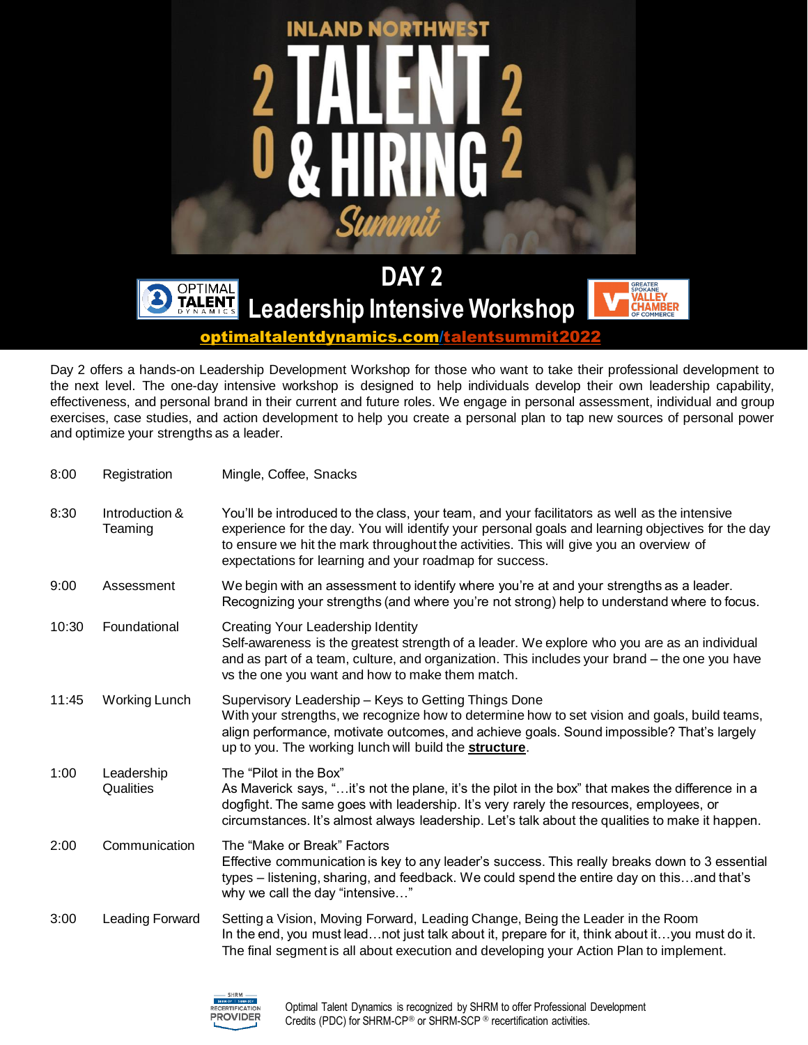# INLAND NORTHWEST 2022 TALENT & HIRING Summit

## DAY 2
## Leadership Intensive Workshop

OPTIMAL TALENT DYNAMICS

GREATER SPOKANE VALLEY CHAMBER OF COMMERCE

**optimaltalentdynamics.com/talentsummit2022**

Day 2 offers a hands-on Leadership Development Workshop for those who want to take their professional development to the next level. The one-day intensive workshop is designed to help individuals develop their own leadership capability, effectiveness, and personal brand in their current and future roles. We engage in personal assessment, individual and group exercises, case studies, and action development to help you create a personal plan to tap new sources of personal power and optimize your strengths as a leader.

| Time | Session | Description |
|---|---|---|
| 8:00 | Registration | Mingle, Coffee, Snacks |
| 8:30 | Introduction & Teaming | You'll be introduced to the class, your team, and your facilitators as well as the intensive experience for the day. You will identify your personal goals and learning objectives for the day to ensure we hit the mark throughout the activities. This will give you an overview of expectations for learning and your roadmap for success. |
| 9:00 | Assessment | We begin with an assessment to identify where you're at and your strengths as a leader. Recognizing your strengths (and where you're not strong) help to understand where to focus. |
| 10:30 | Foundational | Creating Your Leadership Identity<br>Self-awareness is the greatest strength of a leader. We explore who you are as an individual and as part of a team, culture, and organization. This includes your brand – the one you have vs the one you want and how to make them match. |
| 11:45 | Working Lunch | Supervisory Leadership – Keys to Getting Things Done<br>With your strengths, we recognize how to determine how to set vision and goals, build teams, align performance, motivate outcomes, and achieve goals. Sound impossible? That's largely up to you. The working lunch will build the **structure**. |
| 1:00 | Leadership Qualities | The "Pilot in the Box"<br>As Maverick says, "…it's not the plane, it's the pilot in the box" that makes the difference in a dogfight. The same goes with leadership. It's very rarely the resources, employees, or circumstances. It's almost always leadership. Let's talk about the qualities to make it happen. |
| 2:00 | Communication | The "Make or Break" Factors<br>Effective communication is key to any leader's success. This really breaks down to 3 essential types – listening, sharing, and feedback. We could spend the entire day on this…and that's why we call the day "intensive…" |
| 3:00 | Leading Forward | Setting a Vision, Moving Forward, Leading Change, Being the Leader in the Room<br>In the end, you must lead…not just talk about it, prepare for it, think about it…you must do it. The final segment is all about execution and developing your Action Plan to implement. |

SHRM RECERTIFICATION PROVIDER

Optimal Talent Dynamics is recognized by SHRM to offer Professional Development Credits (PDC) for SHRM-CP® or SHRM-SCP® recertification activities.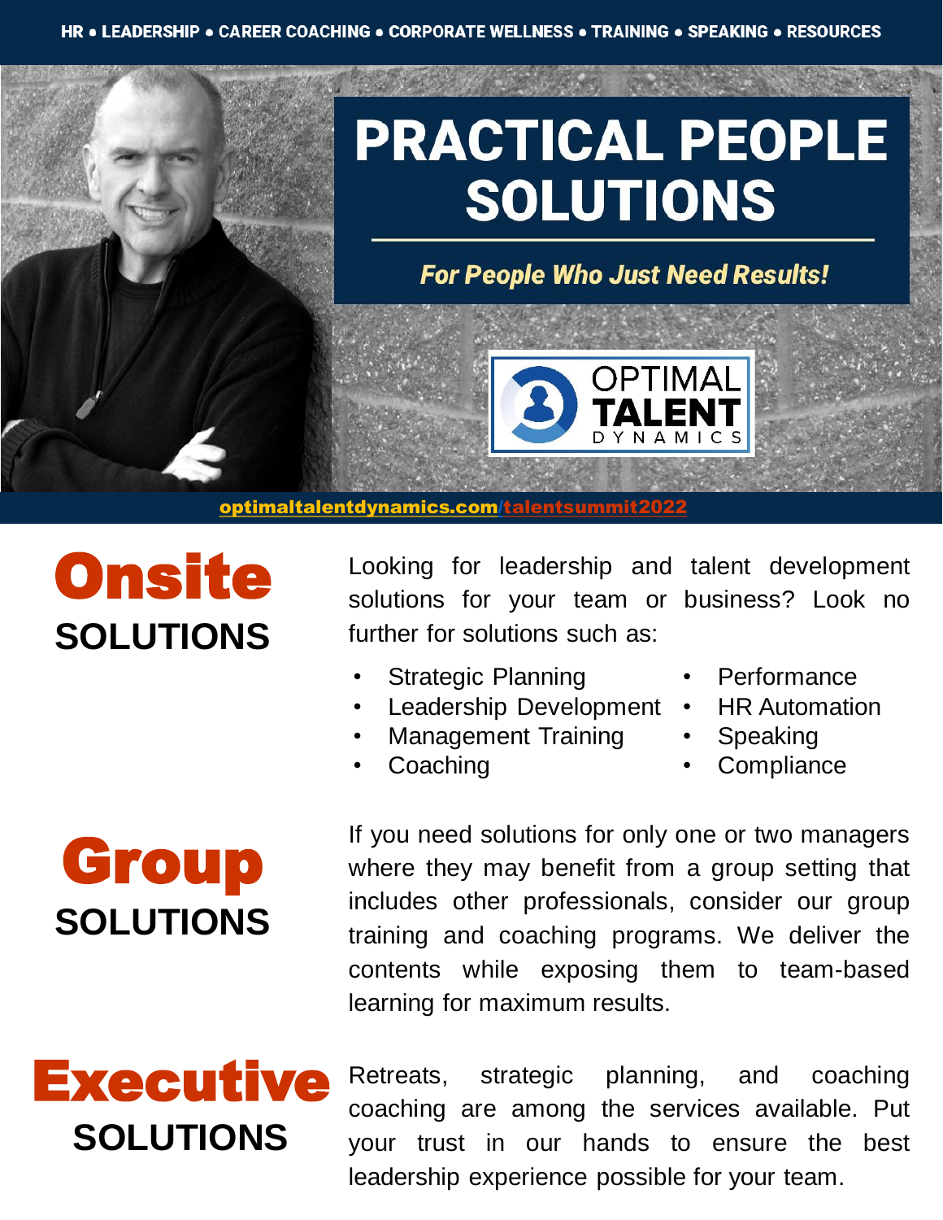HR • LEADERSHIP • CAREER COACHING • CORPORATE WELLNESS • TRAINING • SPEAKING • RESOURCES

# PRACTICAL PEOPLE SOLUTIONS

***For People Who Just Need Results!***

OPTIMAL TALENT DYNAMICS

optimaltalentdynamics.com/talentsummit2022

## Onsite SOLUTIONS

Looking for leadership and talent development solutions for your team or business? Look no further for solutions such as:

- Strategic Planning
- Leadership Development
- Management Training
- Coaching
- Performance
- HR Automation
- Speaking
- Compliance

## Group SOLUTIONS

If you need solutions for only one or two managers where they may benefit from a group setting that includes other professionals, consider our group training and coaching programs. We deliver the contents while exposing them to team-based learning for maximum results.

## Executive SOLUTIONS

Retreats, strategic planning, and coaching coaching are among the services available. Put your trust in our hands to ensure the best leadership experience possible for your team.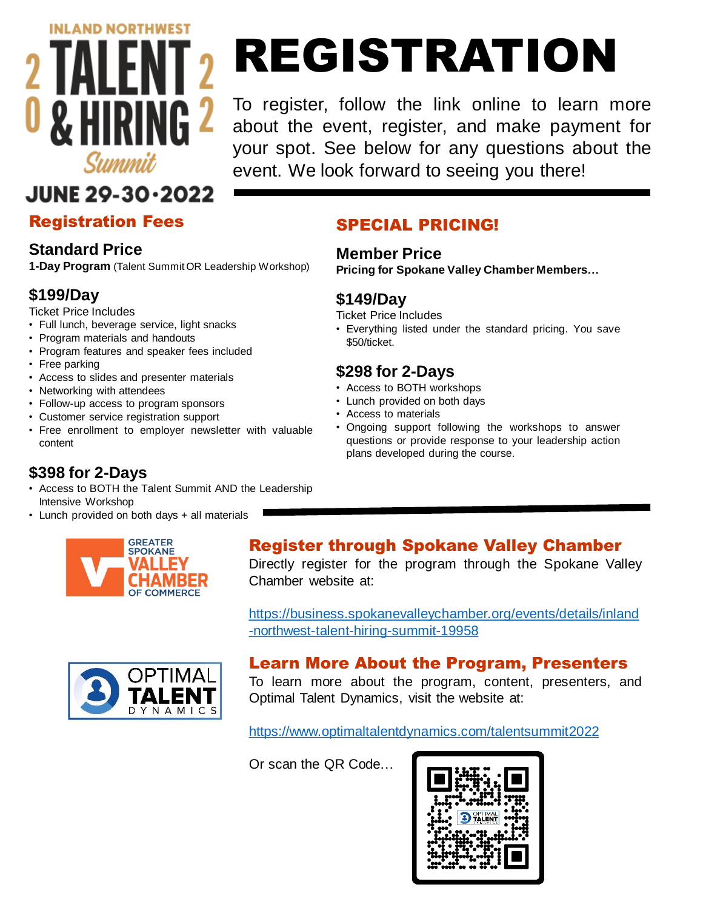INLAND NORTHWEST

2022 TALENT & HIRING Summit

JUNE 29-30•2022

# REGISTRATION

To register, follow the link online to learn more about the event, register, and make payment for your spot. See below for any questions about the event. We look forward to seeing you there!

## Registration Fees

### Standard Price

**1-Day Program** (Talent Summit OR Leadership Workshop)

### $199/Day

Ticket Price Includes

- Full lunch, beverage service, light snacks
- Program materials and handouts
- Program features and speaker fees included
- Free parking
- Access to slides and presenter materials
- Networking with attendees
- Follow-up access to program sponsors
- Customer service registration support
- Free enrollment to employer newsletter with valuable content

### $398 for 2-Days

- Access to BOTH the Talent Summit AND the Leadership Intensive Workshop
- Lunch provided on both days + all materials

## SPECIAL PRICING!

### Member Price

**Pricing for Spokane Valley Chamber Members…**

### $149/Day

Ticket Price Includes

- Everything listed under the standard pricing. You save $50/ticket.

### $298 for 2-Days

- Access to BOTH workshops
- Lunch provided on both days
- Access to materials
- Ongoing support following the workshops to answer questions or provide response to your leadership action plans developed during the course.

GREATER SPOKANE VALLEY CHAMBER OF COMMERCE

## Register through Spokane Valley Chamber

Directly register for the program through the Spokane Valley Chamber website at:

https://business.spokanevalleychamber.org/events/details/inland-northwest-talent-hiring-summit-19958

OPTIMAL TALENT DYNAMICS

## Learn More About the Program, Presenters

To learn more about the program, content, presenters, and Optimal Talent Dynamics, visit the website at:

https://www.optimaltalentdynamics.com/talentsummit2022

Or scan the QR Code…